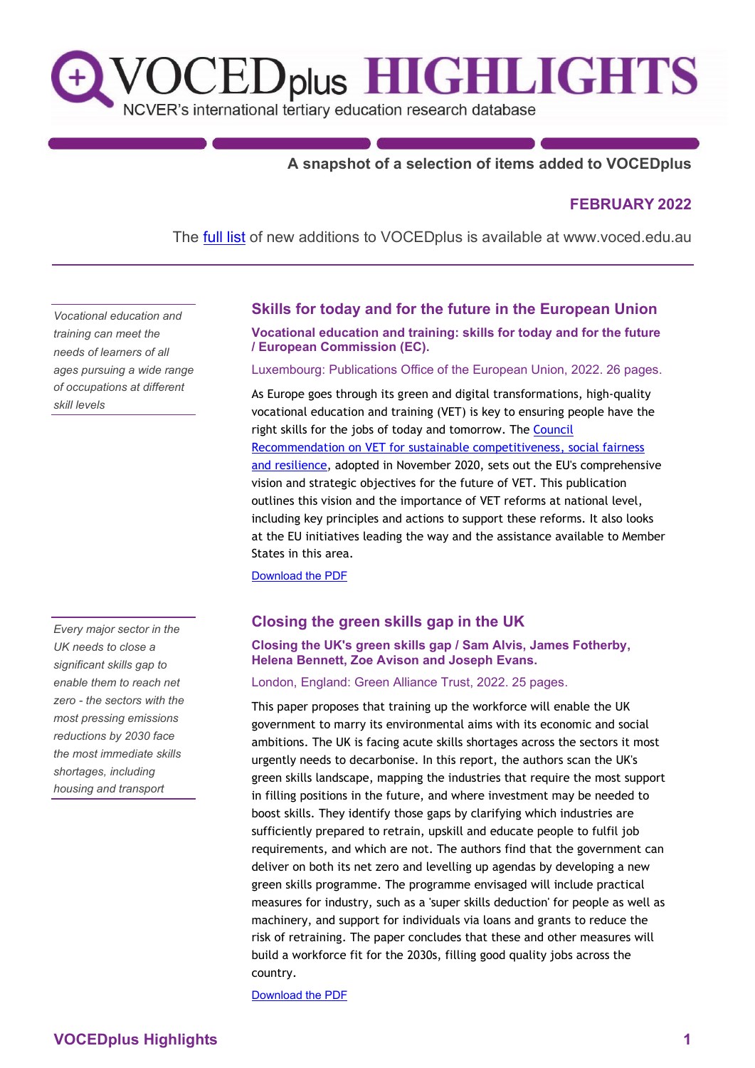# VOCEDplus HIGHLIGHTS

NCVER's international tertiary education research database

**A snapshot of a selection of items added to VOCEDplus**

**FEBRUARY 2022**

The full list of new additions to VOCEDplus is available at www.voced.edu.au

---

*Vocational education and training can meet the needs of learners of all ages pursuing a wide range of occupations at different skill levels*

## Skills for today and for the future in the European Union

**Vocational education and training: skills for today and for the future / European Commission (EC).**

Luxembourg: Publications Office of the European Union, 2022. 26 pages.

As Europe goes through its green and digital transformations, high-quality vocational education and training (VET) is key to ensuring people have the right skills for the jobs of today and tomorrow. The Council Recommendation on VET for sustainable competitiveness, social fairness and resilience, adopted in November 2020, sets out the EU's comprehensive vision and strategic objectives for the future of VET. This publication outlines this vision and the importance of VET reforms at national level, including key principles and actions to support these reforms. It also looks at the EU initiatives leading the way and the assistance available to Member States in this area.

Download the PDF

*Every major sector in the UK needs to close a significant skills gap to enable them to reach net zero - the sectors with the most pressing emissions reductions by 2030 face the most immediate skills shortages, including housing and transport*

## Closing the green skills gap in the UK

**Closing the UK's green skills gap / Sam Alvis, James Fotherby, Helena Bennett, Zoe Avison and Joseph Evans.**

London, England: Green Alliance Trust, 2022. 25 pages.

This paper proposes that training up the workforce will enable the UK government to marry its environmental aims with its economic and social ambitions. The UK is facing acute skills shortages across the sectors it most urgently needs to decarbonise. In this report, the authors scan the UK's green skills landscape, mapping the industries that require the most support in filling positions in the future, and where investment may be needed to boost skills. They identify those gaps by clarifying which industries are sufficiently prepared to retrain, upskill and educate people to fulfil job requirements, and which are not. The authors find that the government can deliver on both its net zero and levelling up agendas by developing a new green skills programme. The programme envisaged will include practical measures for industry, such as a 'super skills deduction' for people as well as machinery, and support for individuals via loans and grants to reduce the risk of retraining. The paper concludes that these and other measures will build a workforce fit for the 2030s, filling good quality jobs across the country.

Download the PDF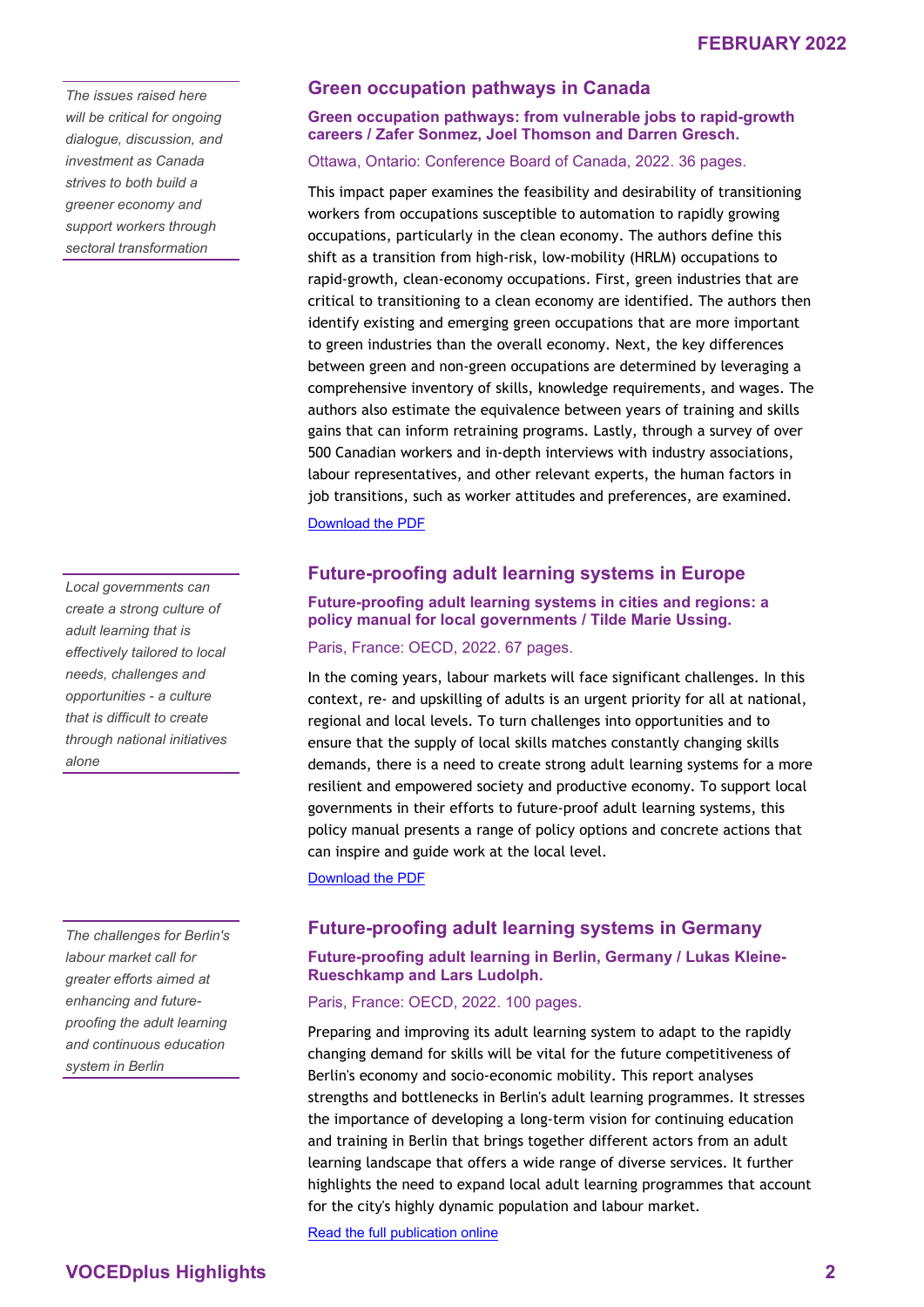## Green occupation pathways in Canada

*The issues raised here will be critical for ongoing dialogue, discussion, and investment as Canada strives to both build a greener economy and support workers through sectoral transformation*

**Green occupation pathways: from vulnerable jobs to rapid-growth careers / Zafer Sonmez, Joel Thomson and Darren Gresch.**

Ottawa, Ontario: Conference Board of Canada, 2022. 36 pages.

This impact paper examines the feasibility and desirability of transitioning workers from occupations susceptible to automation to rapidly growing occupations, particularly in the clean economy. The authors define this shift as a transition from high-risk, low-mobility (HRLM) occupations to rapid-growth, clean-economy occupations. First, green industries that are critical to transitioning to a clean economy are identified. The authors then identify existing and emerging green occupations that are more important to green industries than the overall economy. Next, the key differences between green and non-green occupations are determined by leveraging a comprehensive inventory of skills, knowledge requirements, and wages. The authors also estimate the equivalence between years of training and skills gains that can inform retraining programs. Lastly, through a survey of over 500 Canadian workers and in-depth interviews with industry associations, labour representatives, and other relevant experts, the human factors in job transitions, such as worker attitudes and preferences, are examined.

Download the PDF

## Future-proofing adult learning systems in Europe

*Local governments can create a strong culture of adult learning that is effectively tailored to local needs, challenges and opportunities - a culture that is difficult to create through national initiatives alone*

**Future-proofing adult learning systems in cities and regions: a policy manual for local governments / Tilde Marie Ussing.**

Paris, France: OECD, 2022. 67 pages.

In the coming years, labour markets will face significant challenges. In this context, re- and upskilling of adults is an urgent priority for all at national, regional and local levels. To turn challenges into opportunities and to ensure that the supply of local skills matches constantly changing skills demands, there is a need to create strong adult learning systems for a more resilient and empowered society and productive economy. To support local governments in their efforts to future-proof adult learning systems, this policy manual presents a range of policy options and concrete actions that can inspire and guide work at the local level.

Download the PDF

## Future-proofing adult learning systems in Germany

*The challenges for Berlin's labour market call for greater efforts aimed at enhancing and future-proofing the adult learning and continuous education system in Berlin*

**Future-proofing adult learning in Berlin, Germany / Lukas Kleine-Rueschkamp and Lars Ludolph.**

Paris, France: OECD, 2022. 100 pages.

Preparing and improving its adult learning system to adapt to the rapidly changing demand for skills will be vital for the future competitiveness of Berlin's economy and socio-economic mobility. This report analyses strengths and bottlenecks in Berlin's adult learning programmes. It stresses the importance of developing a long-term vision for continuing education and training in Berlin that brings together different actors from an adult learning landscape that offers a wide range of diverse services. It further highlights the need to expand local adult learning programmes that account for the city's highly dynamic population and labour market.

Read the full publication online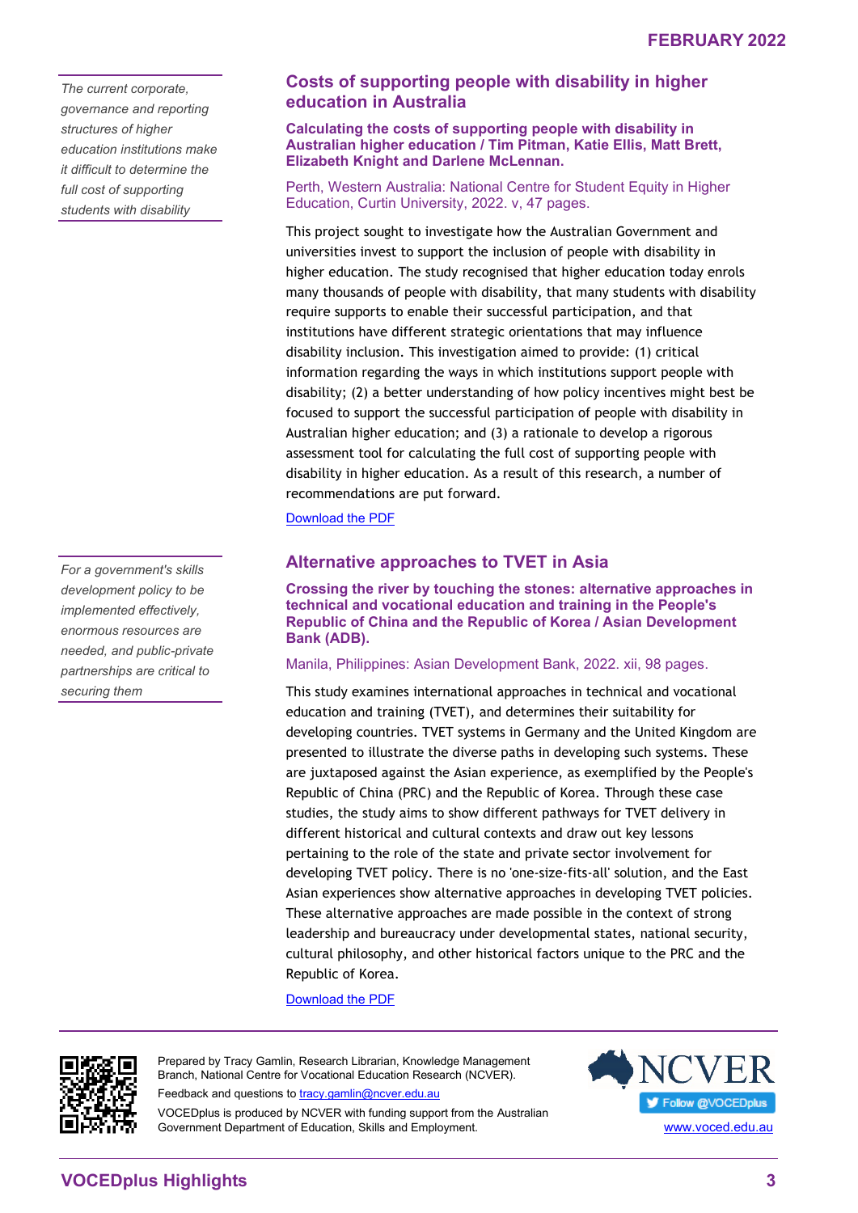*The current corporate, governance and reporting structures of higher education institutions make it difficult to determine the full cost of supporting students with disability*

## Costs of supporting people with disability in higher education in Australia

**Calculating the costs of supporting people with disability in Australian higher education / Tim Pitman, Katie Ellis, Matt Brett, Elizabeth Knight and Darlene McLennan.**

Perth, Western Australia: National Centre for Student Equity in Higher Education, Curtin University, 2022. v, 47 pages.

This project sought to investigate how the Australian Government and universities invest to support the inclusion of people with disability in higher education. The study recognised that higher education today enrols many thousands of people with disability, that many students with disability require supports to enable their successful participation, and that institutions have different strategic orientations that may influence disability inclusion. This investigation aimed to provide: (1) critical information regarding the ways in which institutions support people with disability; (2) a better understanding of how policy incentives might best be focused to support the successful participation of people with disability in Australian higher education; and (3) a rationale to develop a rigorous assessment tool for calculating the full cost of supporting people with disability in higher education. As a result of this research, a number of recommendations are put forward.

Download the PDF

*For a government's skills development policy to be implemented effectively, enormous resources are needed, and public-private partnerships are critical to securing them*

## Alternative approaches to TVET in Asia

**Crossing the river by touching the stones: alternative approaches in technical and vocational education and training in the People's Republic of China and the Republic of Korea / Asian Development Bank (ADB).**

Manila, Philippines: Asian Development Bank, 2022. xii, 98 pages.

This study examines international approaches in technical and vocational education and training (TVET), and determines their suitability for developing countries. TVET systems in Germany and the United Kingdom are presented to illustrate the diverse paths in developing such systems. These are juxtaposed against the Asian experience, as exemplified by the People's Republic of China (PRC) and the Republic of Korea. Through these case studies, the study aims to show different pathways for TVET delivery in different historical and cultural contexts and draw out key lessons pertaining to the role of the state and private sector involvement for developing TVET policy. There is no 'one-size-fits-all' solution, and the East Asian experiences show alternative approaches in developing TVET policies. These alternative approaches are made possible in the context of strong leadership and bureaucracy under developmental states, national security, cultural philosophy, and other historical factors unique to the PRC and the Republic of Korea.

Download the PDF

---

Prepared by Tracy Gamlin, Research Librarian, Knowledge Management Branch, National Centre for Vocational Education Research (NCVER).

Feedback and questions to tracy.gamlin@ncver.edu.au

VOCEDplus is produced by NCVER with funding support from the Australian Government Department of Education, Skills and Employment.

NCVER

Follow @VOCEDplus

www.voced.edu.au